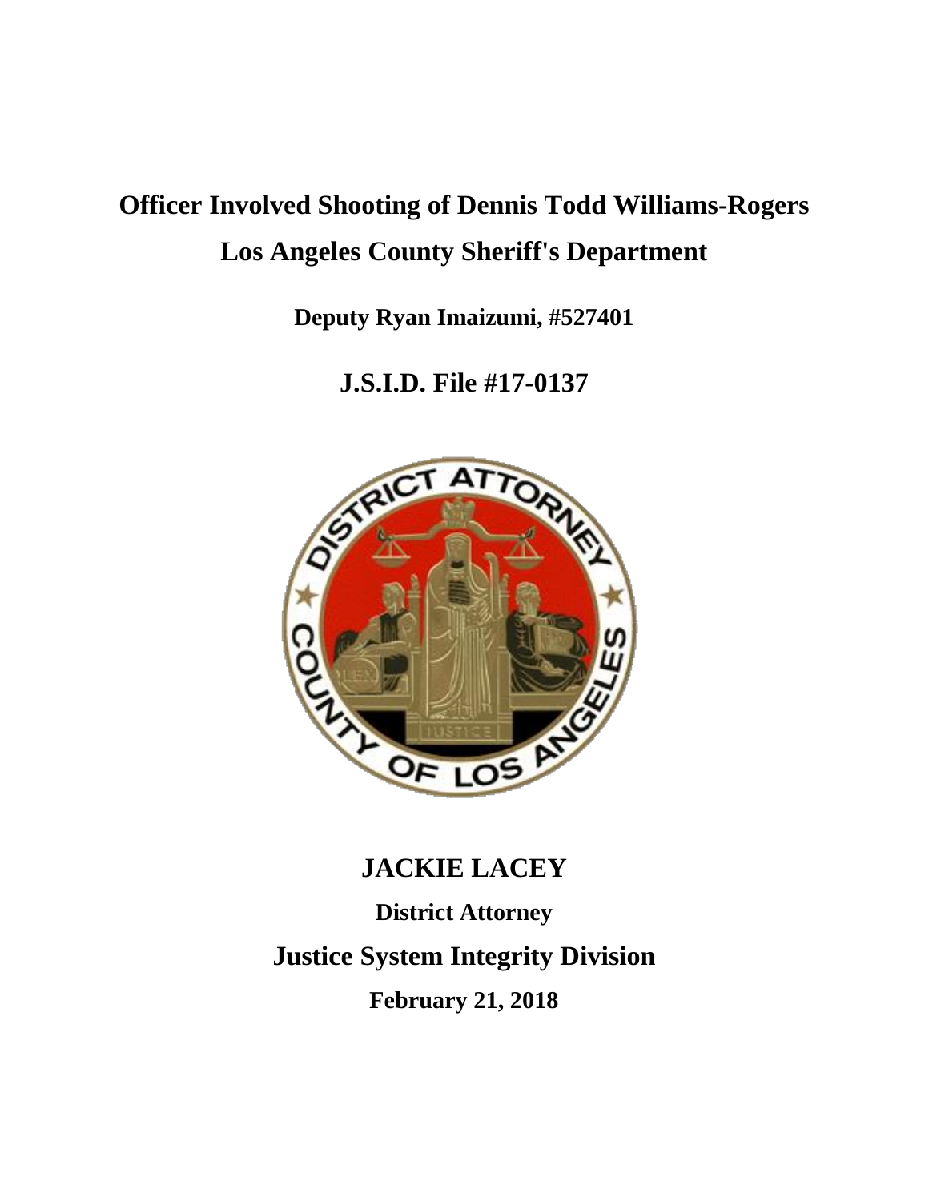# Officer Involved Shooting of Dennis Todd Williams-Rogers

# Los Angeles County Sheriff's Department

**Deputy Ryan Imaizumi, #527401**

## J.S.I.D. File #17-0137

## JACKIE LACEY

**District Attorney**

## Justice System Integrity Division

**February 21, 2018**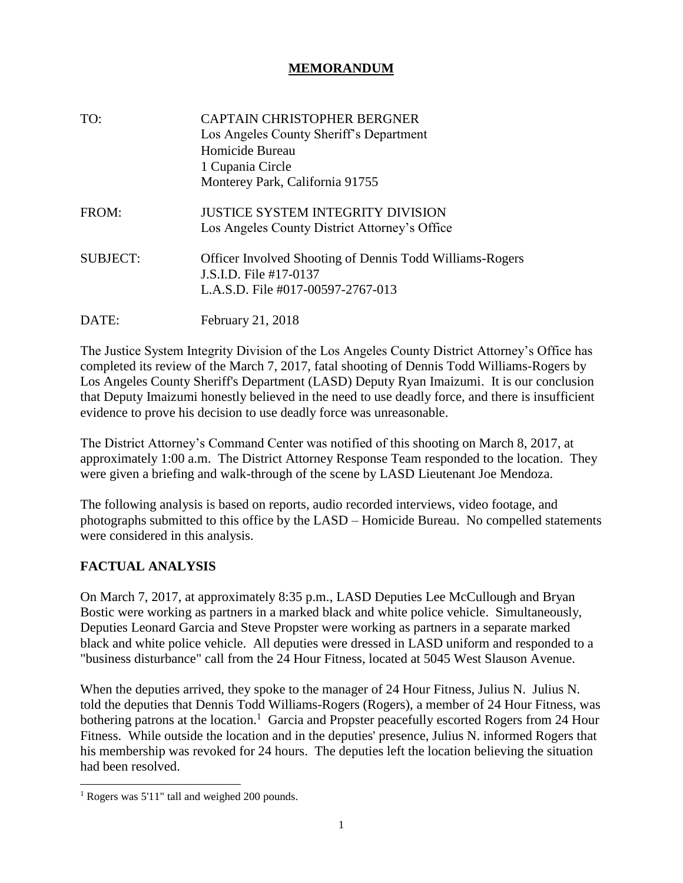# MEMORANDUM

TO: CAPTAIN CHRISTOPHER BERGNER
Los Angeles County Sheriff's Department
Homicide Bureau
1 Cupania Circle
Monterey Park, California 91755

FROM: JUSTICE SYSTEM INTEGRITY DIVISION
Los Angeles County District Attorney's Office

SUBJECT: Officer Involved Shooting of Dennis Todd Williams-Rogers
J.S.I.D. File #17-0137
L.A.S.D. File #017-00597-2767-013

DATE: February 21, 2018

The Justice System Integrity Division of the Los Angeles County District Attorney's Office has completed its review of the March 7, 2017, fatal shooting of Dennis Todd Williams-Rogers by Los Angeles County Sheriff's Department (LASD) Deputy Ryan Imaizumi. It is our conclusion that Deputy Imaizumi honestly believed in the need to use deadly force, and there is insufficient evidence to prove his decision to use deadly force was unreasonable.

The District Attorney's Command Center was notified of this shooting on March 8, 2017, at approximately 1:00 a.m. The District Attorney Response Team responded to the location. They were given a briefing and walk-through of the scene by LASD Lieutenant Joe Mendoza.

The following analysis is based on reports, audio recorded interviews, video footage, and photographs submitted to this office by the LASD – Homicide Bureau. No compelled statements were considered in this analysis.

## FACTUAL ANALYSIS

On March 7, 2017, at approximately 8:35 p.m., LASD Deputies Lee McCullough and Bryan Bostic were working as partners in a marked black and white police vehicle. Simultaneously, Deputies Leonard Garcia and Steve Propster were working as partners in a separate marked black and white police vehicle. All deputies were dressed in LASD uniform and responded to a "business disturbance" call from the 24 Hour Fitness, located at 5045 West Slauson Avenue.

When the deputies arrived, they spoke to the manager of 24 Hour Fitness, Julius N. Julius N. told the deputies that Dennis Todd Williams-Rogers (Rogers), a member of 24 Hour Fitness, was bothering patrons at the location.[1] Garcia and Propster peacefully escorted Rogers from 24 Hour Fitness. While outside the location and in the deputies' presence, Julius N. informed Rogers that his membership was revoked for 24 hours. The deputies left the location believing the situation had been resolved.

[1] Rogers was 5'11" tall and weighed 200 pounds.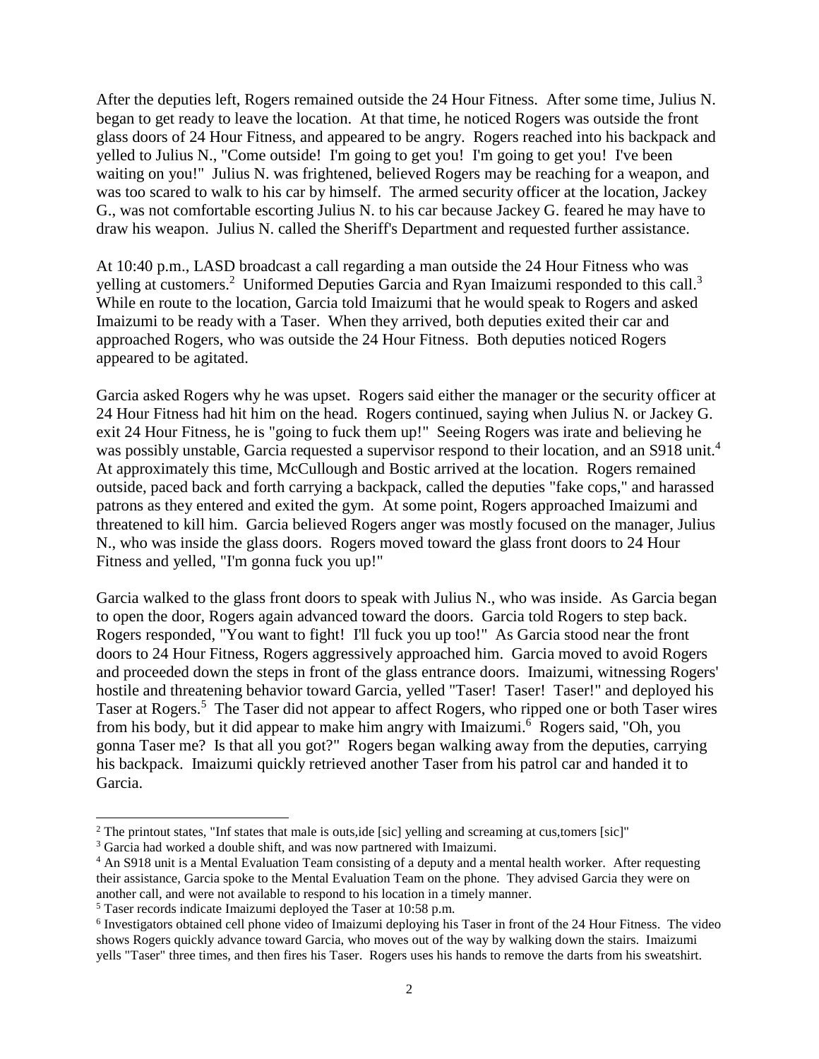After the deputies left, Rogers remained outside the 24 Hour Fitness. After some time, Julius N. began to get ready to leave the location. At that time, he noticed Rogers was outside the front glass doors of 24 Hour Fitness, and appeared to be angry. Rogers reached into his backpack and yelled to Julius N., "Come outside! I'm going to get you! I'm going to get you! I've been waiting on you!" Julius N. was frightened, believed Rogers may be reaching for a weapon, and was too scared to walk to his car by himself. The armed security officer at the location, Jackey G., was not comfortable escorting Julius N. to his car because Jackey G. feared he may have to draw his weapon. Julius N. called the Sheriff's Department and requested further assistance.

At 10:40 p.m., LASD broadcast a call regarding a man outside the 24 Hour Fitness who was yelling at customers.[2] Uniformed Deputies Garcia and Ryan Imaizumi responded to this call.[3] While en route to the location, Garcia told Imaizumi that he would speak to Rogers and asked Imaizumi to be ready with a Taser. When they arrived, both deputies exited their car and approached Rogers, who was outside the 24 Hour Fitness. Both deputies noticed Rogers appeared to be agitated.

Garcia asked Rogers why he was upset. Rogers said either the manager or the security officer at 24 Hour Fitness had hit him on the head. Rogers continued, saying when Julius N. or Jackey G. exit 24 Hour Fitness, he is "going to fuck them up!" Seeing Rogers was irate and believing he was possibly unstable, Garcia requested a supervisor respond to their location, and an S918 unit.[4] At approximately this time, McCullough and Bostic arrived at the location. Rogers remained outside, paced back and forth carrying a backpack, called the deputies "fake cops," and harassed patrons as they entered and exited the gym. At some point, Rogers approached Imaizumi and threatened to kill him. Garcia believed Rogers anger was mostly focused on the manager, Julius N., who was inside the glass doors. Rogers moved toward the glass front doors to 24 Hour Fitness and yelled, "I'm gonna fuck you up!"

Garcia walked to the glass front doors to speak with Julius N., who was inside. As Garcia began to open the door, Rogers again advanced toward the doors. Garcia told Rogers to step back. Rogers responded, "You want to fight! I'll fuck you up too!" As Garcia stood near the front doors to 24 Hour Fitness, Rogers aggressively approached him. Garcia moved to avoid Rogers and proceeded down the steps in front of the glass entrance doors. Imaizumi, witnessing Rogers' hostile and threatening behavior toward Garcia, yelled "Taser! Taser! Taser!" and deployed his Taser at Rogers.[5] The Taser did not appear to affect Rogers, who ripped one or both Taser wires from his body, but it did appear to make him angry with Imaizumi.[6] Rogers said, "Oh, you gonna Taser me? Is that all you got?" Rogers began walking away from the deputies, carrying his backpack. Imaizumi quickly retrieved another Taser from his patrol car and handed it to Garcia.

---

[2] The printout states, "Inf states that male is outs,ide [sic] yelling and screaming at cus,tomers [sic]"

[3] Garcia had worked a double shift, and was now partnered with Imaizumi.

[4] An S918 unit is a Mental Evaluation Team consisting of a deputy and a mental health worker. After requesting their assistance, Garcia spoke to the Mental Evaluation Team on the phone. They advised Garcia they were on another call, and were not available to respond to his location in a timely manner.

[5] Taser records indicate Imaizumi deployed the Taser at 10:58 p.m.

[6] Investigators obtained cell phone video of Imaizumi deploying his Taser in front of the 24 Hour Fitness. The video shows Rogers quickly advance toward Garcia, who moves out of the way by walking down the stairs. Imaizumi yells "Taser" three times, and then fires his Taser. Rogers uses his hands to remove the darts from his sweatshirt.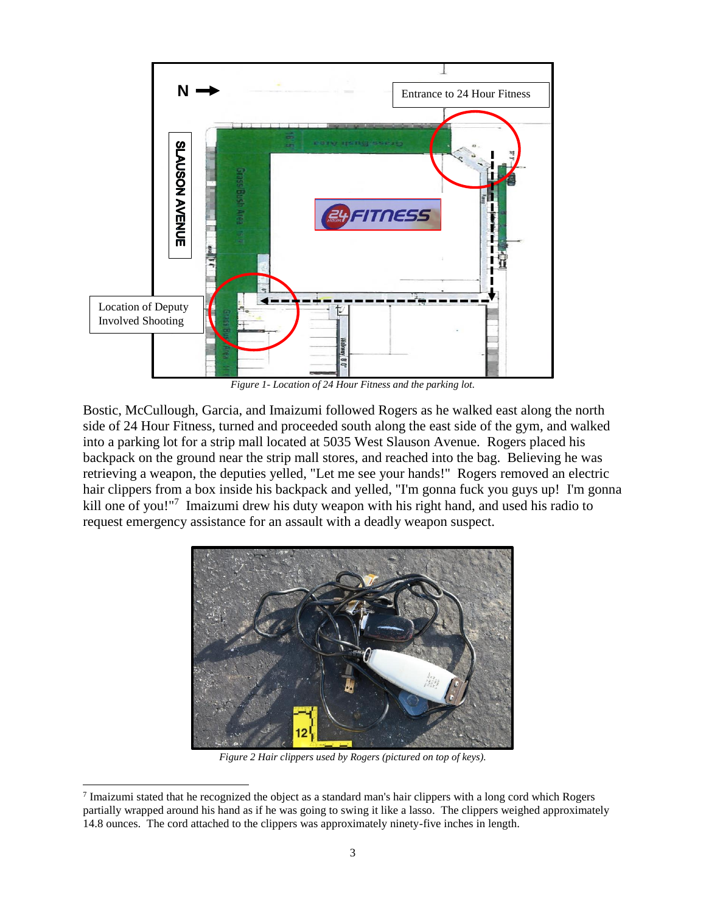*Figure 1- Location of 24 Hour Fitness and the parking lot.*

Bostic, McCullough, Garcia, and Imaizumi followed Rogers as he walked east along the north side of 24 Hour Fitness, turned and proceeded south along the east side of the gym, and walked into a parking lot for a strip mall located at 5035 West Slauson Avenue. Rogers placed his backpack on the ground near the strip mall stores, and reached into the bag. Believing he was retrieving a weapon, the deputies yelled, "Let me see your hands!" Rogers removed an electric hair clippers from a box inside his backpack and yelled, "I'm gonna fuck you guys up! I'm gonna kill one of you!"[7] Imaizumi drew his duty weapon with his right hand, and used his radio to request emergency assistance for an assault with a deadly weapon suspect.

*Figure 2 Hair clippers used by Rogers (pictured on top of keys).*

[7] Imaizumi stated that he recognized the object as a standard man's hair clippers with a long cord which Rogers partially wrapped around his hand as if he was going to swing it like a lasso. The clippers weighed approximately 14.8 ounces. The cord attached to the clippers was approximately ninety-five inches in length.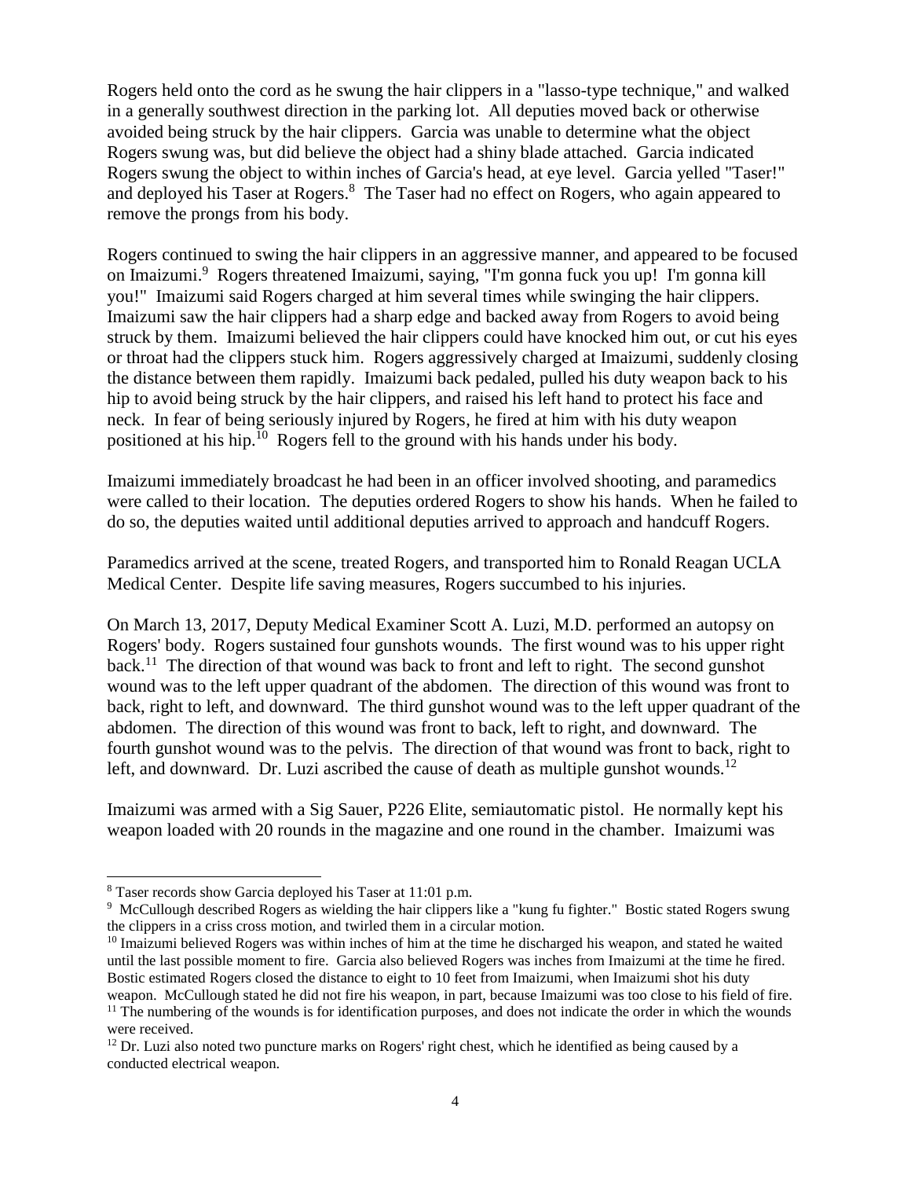Rogers held onto the cord as he swung the hair clippers in a "lasso-type technique," and walked in a generally southwest direction in the parking lot. All deputies moved back or otherwise avoided being struck by the hair clippers. Garcia was unable to determine what the object Rogers swung was, but did believe the object had a shiny blade attached. Garcia indicated Rogers swung the object to within inches of Garcia's head, at eye level. Garcia yelled "Taser!" and deployed his Taser at Rogers.[8] The Taser had no effect on Rogers, who again appeared to remove the prongs from his body.

Rogers continued to swing the hair clippers in an aggressive manner, and appeared to be focused on Imaizumi.[9] Rogers threatened Imaizumi, saying, "I'm gonna fuck you up! I'm gonna kill you!" Imaizumi said Rogers charged at him several times while swinging the hair clippers. Imaizumi saw the hair clippers had a sharp edge and backed away from Rogers to avoid being struck by them. Imaizumi believed the hair clippers could have knocked him out, or cut his eyes or throat had the clippers stuck him. Rogers aggressively charged at Imaizumi, suddenly closing the distance between them rapidly. Imaizumi back pedaled, pulled his duty weapon back to his hip to avoid being struck by the hair clippers, and raised his left hand to protect his face and neck. In fear of being seriously injured by Rogers, he fired at him with his duty weapon positioned at his hip.[10] Rogers fell to the ground with his hands under his body.

Imaizumi immediately broadcast he had been in an officer involved shooting, and paramedics were called to their location. The deputies ordered Rogers to show his hands. When he failed to do so, the deputies waited until additional deputies arrived to approach and handcuff Rogers.

Paramedics arrived at the scene, treated Rogers, and transported him to Ronald Reagan UCLA Medical Center. Despite life saving measures, Rogers succumbed to his injuries.

On March 13, 2017, Deputy Medical Examiner Scott A. Luzi, M.D. performed an autopsy on Rogers' body. Rogers sustained four gunshots wounds. The first wound was to his upper right back.[11] The direction of that wound was back to front and left to right. The second gunshot wound was to the left upper quadrant of the abdomen. The direction of this wound was front to back, right to left, and downward. The third gunshot wound was to the left upper quadrant of the abdomen. The direction of this wound was front to back, left to right, and downward. The fourth gunshot wound was to the pelvis. The direction of that wound was front to back, right to left, and downward. Dr. Luzi ascribed the cause of death as multiple gunshot wounds.[12]

Imaizumi was armed with a Sig Sauer, P226 Elite, semiautomatic pistol. He normally kept his weapon loaded with 20 rounds in the magazine and one round in the chamber. Imaizumi was

---

[8] Taser records show Garcia deployed his Taser at 11:01 p.m.

[9] McCullough described Rogers as wielding the hair clippers like a "kung fu fighter." Bostic stated Rogers swung the clippers in a criss cross motion, and twirled them in a circular motion.

[10] Imaizumi believed Rogers was within inches of him at the time he discharged his weapon, and stated he waited until the last possible moment to fire. Garcia also believed Rogers was inches from Imaizumi at the time he fired. Bostic estimated Rogers closed the distance to eight to 10 feet from Imaizumi, when Imaizumi shot his duty weapon. McCullough stated he did not fire his weapon, in part, because Imaizumi was too close to his field of fire.

[11] The numbering of the wounds is for identification purposes, and does not indicate the order in which the wounds were received.

[12] Dr. Luzi also noted two puncture marks on Rogers' right chest, which he identified as being caused by a conducted electrical weapon.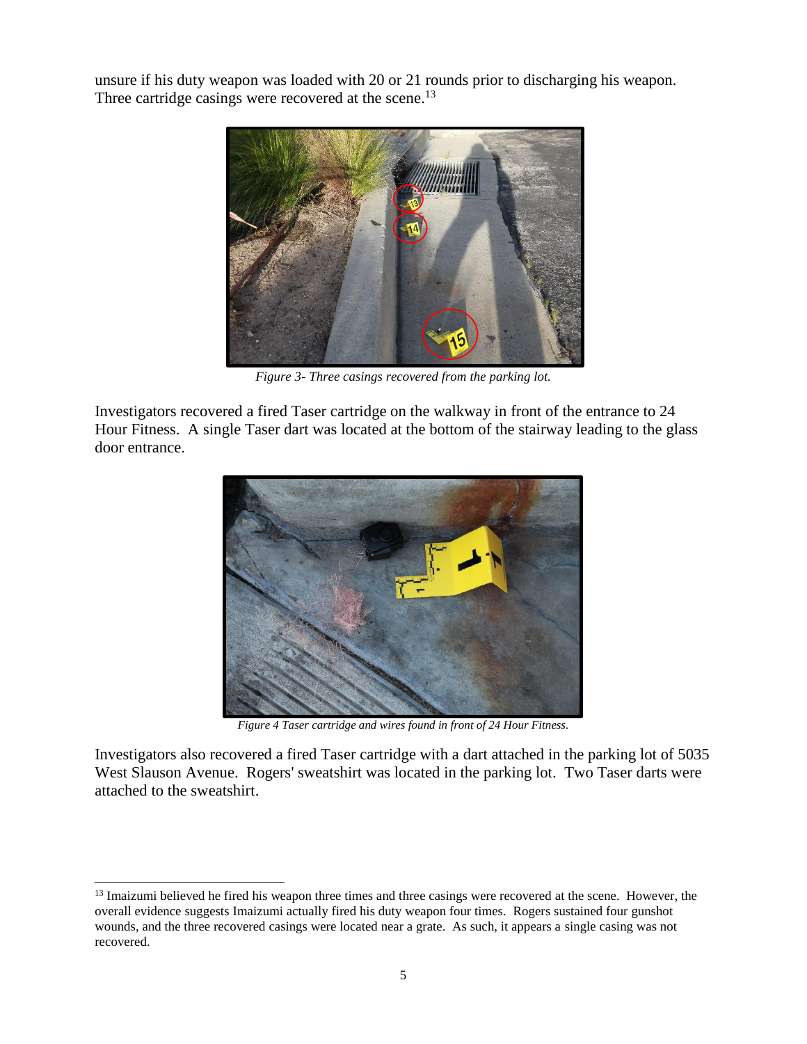unsure if his duty weapon was loaded with 20 or 21 rounds prior to discharging his weapon. Three cartridge casings were recovered at the scene.[13]

*Figure 3- Three casings recovered from the parking lot.*

Investigators recovered a fired Taser cartridge on the walkway in front of the entrance to 24 Hour Fitness. A single Taser dart was located at the bottom of the stairway leading to the glass door entrance.

*Figure 4 Taser cartridge and wires found in front of 24 Hour Fitness.*

Investigators also recovered a fired Taser cartridge with a dart attached in the parking lot of 5035 West Slauson Avenue. Rogers' sweatshirt was located in the parking lot. Two Taser darts were attached to the sweatshirt.

---

[13] Imaizumi believed he fired his weapon three times and three casings were recovered at the scene. However, the overall evidence suggests Imaizumi actually fired his duty weapon four times. Rogers sustained four gunshot wounds, and the three recovered casings were located near a grate. As such, it appears a single casing was not recovered.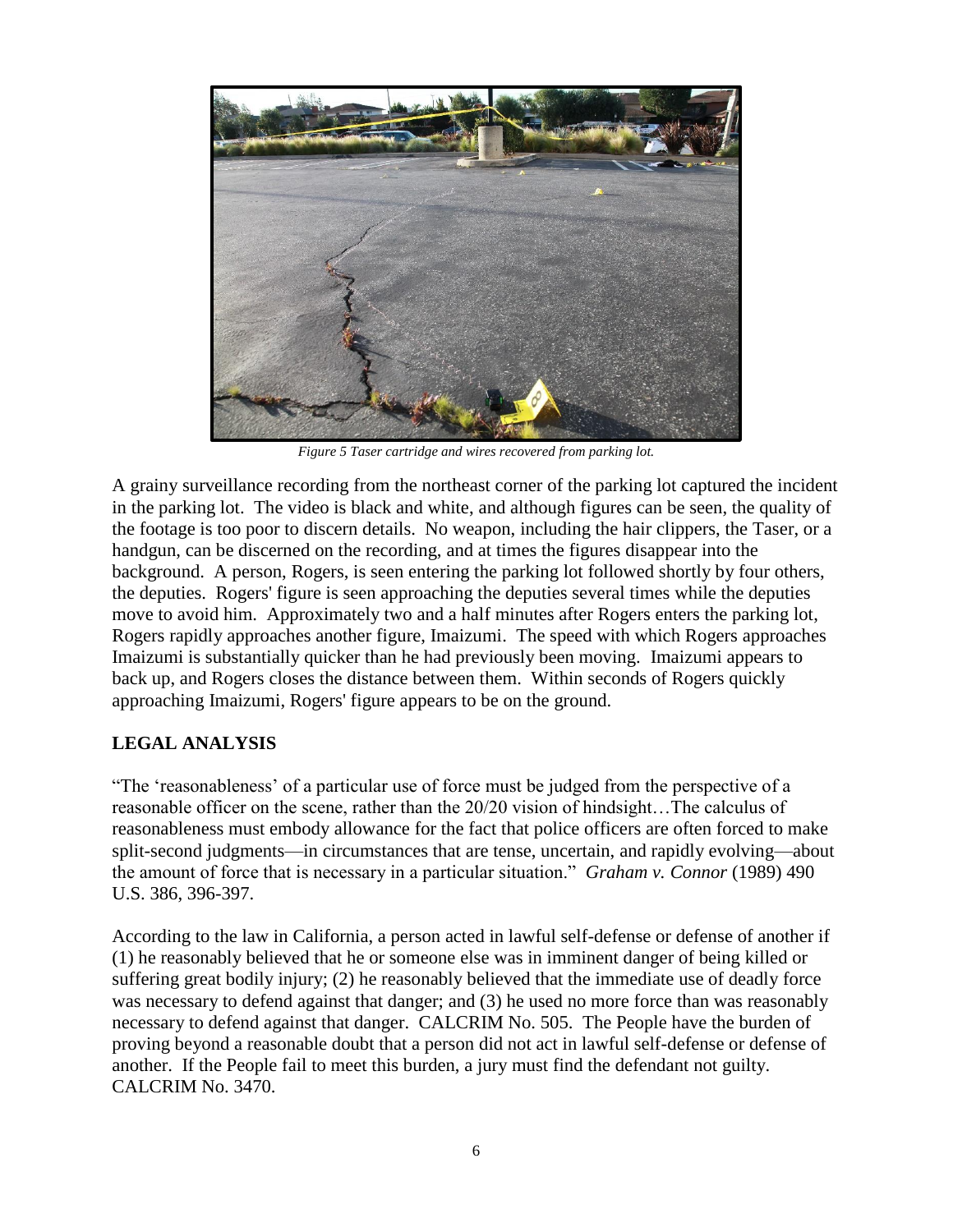*Figure 5 Taser cartridge and wires recovered from parking lot.*

A grainy surveillance recording from the northeast corner of the parking lot captured the incident in the parking lot. The video is black and white, and although figures can be seen, the quality of the footage is too poor to discern details. No weapon, including the hair clippers, the Taser, or a handgun, can be discerned on the recording, and at times the figures disappear into the background. A person, Rogers, is seen entering the parking lot followed shortly by four others, the deputies. Rogers' figure is seen approaching the deputies several times while the deputies move to avoid him. Approximately two and a half minutes after Rogers enters the parking lot, Rogers rapidly approaches another figure, Imaizumi. The speed with which Rogers approaches Imaizumi is substantially quicker than he had previously been moving. Imaizumi appears to back up, and Rogers closes the distance between them. Within seconds of Rogers quickly approaching Imaizumi, Rogers' figure appears to be on the ground.

## LEGAL ANALYSIS

"The 'reasonableness' of a particular use of force must be judged from the perspective of a reasonable officer on the scene, rather than the 20/20 vision of hindsight…The calculus of reasonableness must embody allowance for the fact that police officers are often forced to make split-second judgments—in circumstances that are tense, uncertain, and rapidly evolving—about the amount of force that is necessary in a particular situation." *Graham v. Connor* (1989) 490 U.S. 386, 396-397.

According to the law in California, a person acted in lawful self-defense or defense of another if (1) he reasonably believed that he or someone else was in imminent danger of being killed or suffering great bodily injury; (2) he reasonably believed that the immediate use of deadly force was necessary to defend against that danger; and (3) he used no more force than was reasonably necessary to defend against that danger. CALCRIM No. 505. The People have the burden of proving beyond a reasonable doubt that a person did not act in lawful self-defense or defense of another. If the People fail to meet this burden, a jury must find the defendant not guilty. CALCRIM No. 3470.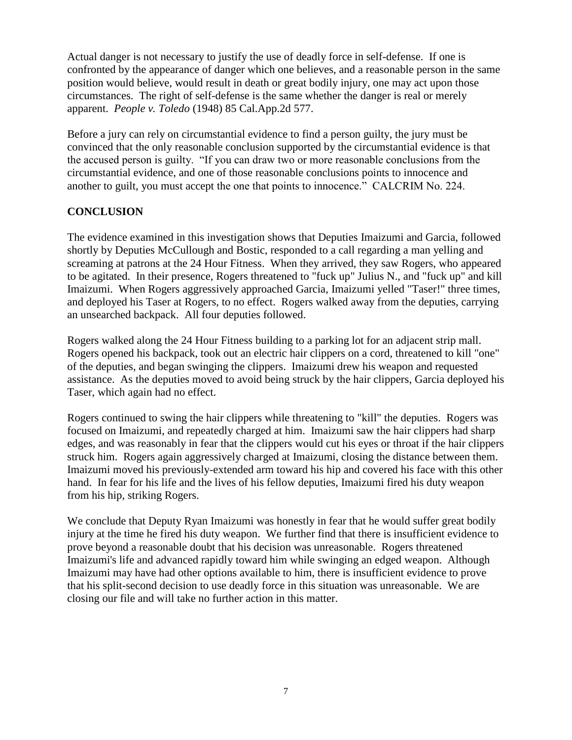Actual danger is not necessary to justify the use of deadly force in self-defense. If one is confronted by the appearance of danger which one believes, and a reasonable person in the same position would believe, would result in death or great bodily injury, one may act upon those circumstances. The right of self-defense is the same whether the danger is real or merely apparent. *People v. Toledo* (1948) 85 Cal.App.2d 577.

Before a jury can rely on circumstantial evidence to find a person guilty, the jury must be convinced that the only reasonable conclusion supported by the circumstantial evidence is that the accused person is guilty. "If you can draw two or more reasonable conclusions from the circumstantial evidence, and one of those reasonable conclusions points to innocence and another to guilt, you must accept the one that points to innocence." CALCRIM No. 224.

## CONCLUSION

The evidence examined in this investigation shows that Deputies Imaizumi and Garcia, followed shortly by Deputies McCullough and Bostic, responded to a call regarding a man yelling and screaming at patrons at the 24 Hour Fitness. When they arrived, they saw Rogers, who appeared to be agitated. In their presence, Rogers threatened to "fuck up" Julius N., and "fuck up" and kill Imaizumi. When Rogers aggressively approached Garcia, Imaizumi yelled "Taser!" three times, and deployed his Taser at Rogers, to no effect. Rogers walked away from the deputies, carrying an unsearched backpack. All four deputies followed.

Rogers walked along the 24 Hour Fitness building to a parking lot for an adjacent strip mall. Rogers opened his backpack, took out an electric hair clippers on a cord, threatened to kill "one" of the deputies, and began swinging the clippers. Imaizumi drew his weapon and requested assistance. As the deputies moved to avoid being struck by the hair clippers, Garcia deployed his Taser, which again had no effect.

Rogers continued to swing the hair clippers while threatening to "kill" the deputies. Rogers was focused on Imaizumi, and repeatedly charged at him. Imaizumi saw the hair clippers had sharp edges, and was reasonably in fear that the clippers would cut his eyes or throat if the hair clippers struck him. Rogers again aggressively charged at Imaizumi, closing the distance between them. Imaizumi moved his previously-extended arm toward his hip and covered his face with this other hand. In fear for his life and the lives of his fellow deputies, Imaizumi fired his duty weapon from his hip, striking Rogers.

We conclude that Deputy Ryan Imaizumi was honestly in fear that he would suffer great bodily injury at the time he fired his duty weapon. We further find that there is insufficient evidence to prove beyond a reasonable doubt that his decision was unreasonable. Rogers threatened Imaizumi's life and advanced rapidly toward him while swinging an edged weapon. Although Imaizumi may have had other options available to him, there is insufficient evidence to prove that his split-second decision to use deadly force in this situation was unreasonable. We are closing our file and will take no further action in this matter.